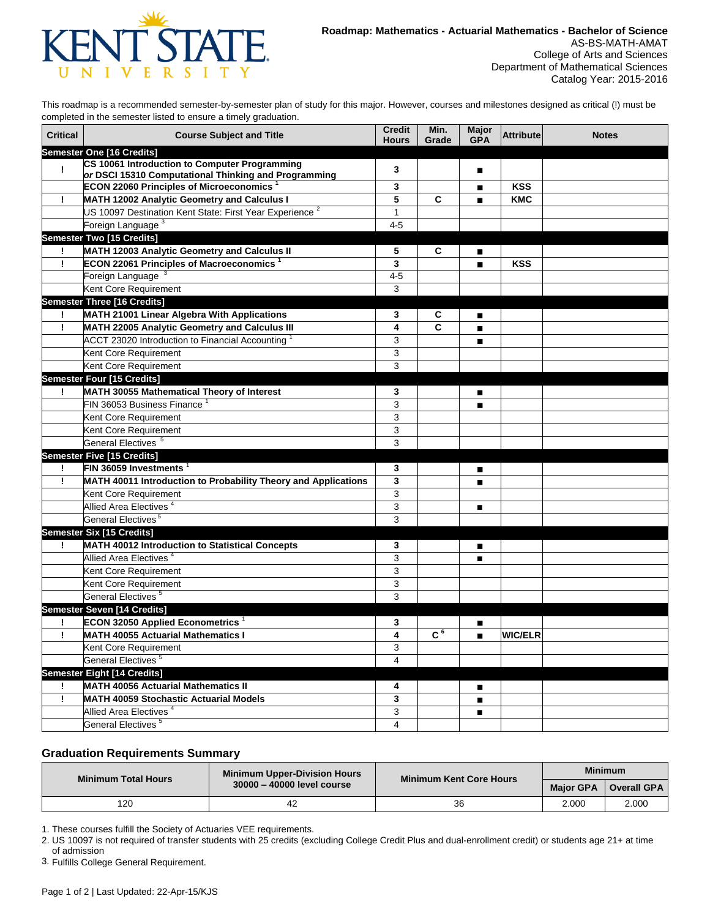**Roadmap: Mathematics - Actuarial Mathematics - Bachelor of Science**
AS-BS-MATH-AMAT
College of Arts and Sciences
Department of Mathematical Sciences
Catalog Year: 2015-2016

This roadmap is a recommended semester-by-semester plan of study for this major. However, courses and milestones designed as critical (!) must be completed in the semester listed to ensure a timely graduation.

| Critical | Course Subject and Title | Credit Hours | Min. Grade | Major GPA | Attribute | Notes |
|---|---|---|---|---|---|---|
| **Semester One [16 Credits]** | | | | | | |
| ! | **CS 10061 Introduction to Computer Programming** *or* **DSCI 15310 Computational Thinking and Programming** | **3** | | ■ | | |
| | **ECON 22060 Principles of Microeconomics** [1] | **3** | | ■ | **KSS** | |
| ! | **MATH 12002 Analytic Geometry and Calculus I** | **5** | **C** | ■ | **KMC** | |
| | US 10097 Destination Kent State: First Year Experience [2] | 1 | | | | |
| | Foreign Language [3] | 4-5 | | | | |
| **Semester Two [15 Credits]** | | | | | | |
| ! | **MATH 12003 Analytic Geometry and Calculus II** | **5** | **C** | ■ | | |
| ! | **ECON 22061 Principles of Macroeconomics** [1] | **3** | | ■ | **KSS** | |
| | Foreign Language [3] | 4-5 | | | | |
| | Kent Core Requirement | 3 | | | | |
| **Semester Three [16 Credits]** | | | | | | |
| ! | **MATH 21001 Linear Algebra With Applications** | **3** | **C** | ■ | | |
| ! | **MATH 22005 Analytic Geometry and Calculus III** | **4** | **C** | ■ | | |
| | ACCT 23020 Introduction to Financial Accounting [1] | 3 | | ■ | | |
| | Kent Core Requirement | 3 | | | | |
| | Kent Core Requirement | 3 | | | | |
| **Semester Four [15 Credits]** | | | | | | |
| ! | **MATH 30055 Mathematical Theory of Interest** | **3** | | ■ | | |
| | FIN 36053 Business Finance [1] | 3 | | ■ | | |
| | Kent Core Requirement | 3 | | | | |
| | Kent Core Requirement | 3 | | | | |
| | General Electives [5] | 3 | | | | |
| **Semester Five [15 Credits]** | | | | | | |
| ! | **FIN 36059 Investments** [1] | **3** | | ■ | | |
| ! | **MATH 40011 Introduction to Probability Theory and Applications** | **3** | | ■ | | |
| | Kent Core Requirement | 3 | | | | |
| | Allied Area Electives [4] | 3 | | ■ | | |
| | General Electives [5] | 3 | | | | |
| **Semester Six [15 Credits]** | | | | | | |
| ! | **MATH 40012 Introduction to Statistical Concepts** | **3** | | ■ | | |
| | Allied Area Electives [4] | 3 | | ■ | | |
| | Kent Core Requirement | 3 | | | | |
| | Kent Core Requirement | 3 | | | | |
| | General Electives [5] | 3 | | | | |
| **Semester Seven [14 Credits]** | | | | | | |
| ! | **ECON 32050 Applied Econometrics** [1] | **3** | | ■ | | |
| ! | **MATH 40055 Actuarial Mathematics I** | **4** | **C** [6] | ■ | **WIC/ELR** | |
| | Kent Core Requirement | 3 | | | | |
| | General Electives [5] | 4 | | | | |
| **Semester Eight [14 Credits]** | | | | | | |
| ! | **MATH 40056 Actuarial Mathematics II** | **4** | | ■ | | |
| ! | **MATH 40059 Stochastic Actuarial Models** | **3** | | ■ | | |
| | Allied Area Electives [4] | 3 | | ■ | | |
| | General Electives [5] | 4 | | | | |

## Graduation Requirements Summary

| Minimum Total Hours | Minimum Upper-Division Hours 30000 – 40000 level course | Minimum Kent Core Hours | Minimum | |
|---|---|---|---|---|
| | | | Major GPA | Overall GPA |
| 120 | 42 | 36 | 2.000 | 2.000 |

1. These courses fulfill the Society of Actuaries VEE requirements.
2. US 10097 is not required of transfer students with 25 credits (excluding College Credit Plus and dual-enrollment credit) or students age 21+ at time of admission
3. Fulfills College General Requirement.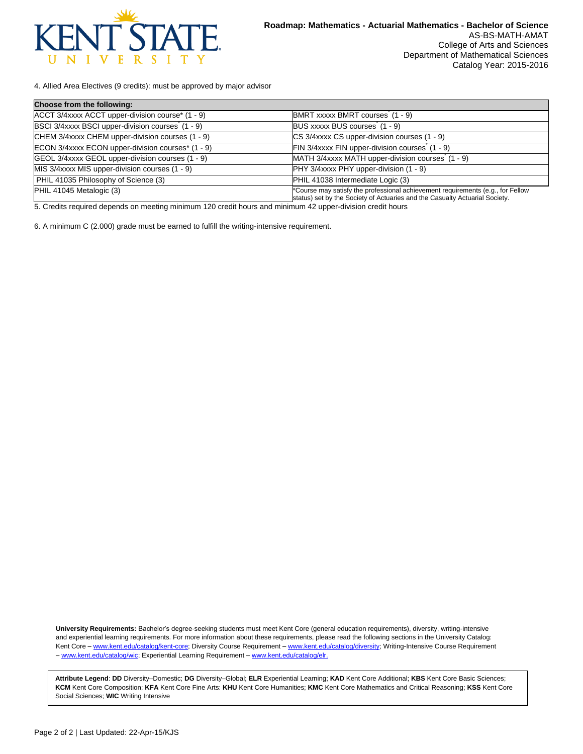4. Allied Area Electives (9 credits): must be approved by major advisor

| Choose from the following: | |
|---|---|
| ACCT 3/4xxxx ACCT upper-division course* (1 - 9) | BMRT xxxxx BMRT courses* (1 - 9) |
| BSCI 3/4xxxx BSCI upper-division courses* (1 - 9) | BUS xxxxx BUS courses* (1 - 9) |
| CHEM 3/4xxxx CHEM upper-division courses (1 - 9) | CS 3/4xxxx CS upper-division courses (1 - 9) |
| ECON 3/4xxxx ECON upper-division courses* (1 - 9) | FIN 3/4xxxx FIN upper-division courses* (1 - 9) |
| GEOL 3/4xxxx GEOL upper-division courses (1 - 9) | MATH 3/4xxxx MATH upper-division courses* (1 - 9) |
| MIS 3/4xxxx MIS upper-division courses (1 - 9) | PHY 3/4xxxx PHY upper-division (1 - 9) |
| PHIL 41035 Philosophy of Science (3) | PHIL 41038 Intermediate Logic (3) |
| PHIL 41045 Metalogic (3) | *Course may satisfy the professional achievement requirements (e.g., for Fellow status) set by the Society of Actuaries and the Casualty Actuarial Society. |

5. Credits required depends on meeting minimum 120 credit hours and minimum 42 upper-division credit hours

6. A minimum C (2.000) grade must be earned to fulfill the writing-intensive requirement.

**University Requirements:** Bachelor's degree-seeking students must meet Kent Core (general education requirements), diversity, writing-intensive and experiential learning requirements. For more information about these requirements, please read the following sections in the University Catalog: Kent Core – www.kent.edu/catalog/kent-core; Diversity Course Requirement – www.kent.edu/catalog/diversity; Writing-Intensive Course Requirement – www.kent.edu/catalog/wic; Experiential Learning Requirement – www.kent.edu/catalog/elr.

**Attribute Legend**: **DD** Diversity–Domestic; **DG** Diversity–Global; **ELR** Experiential Learning; **KAD** Kent Core Additional; **KBS** Kent Core Basic Sciences; **KCM** Kent Core Composition; **KFA** Kent Core Fine Arts: **KHU** Kent Core Humanities; **KMC** Kent Core Mathematics and Critical Reasoning; **KSS** Kent Core Social Sciences; **WIC** Writing Intensive